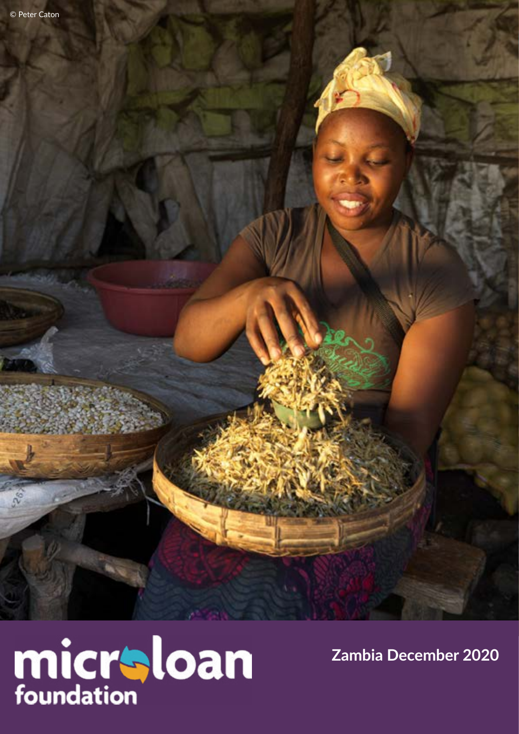© Peter Caton

microloan foundation

**Zambia December 2020**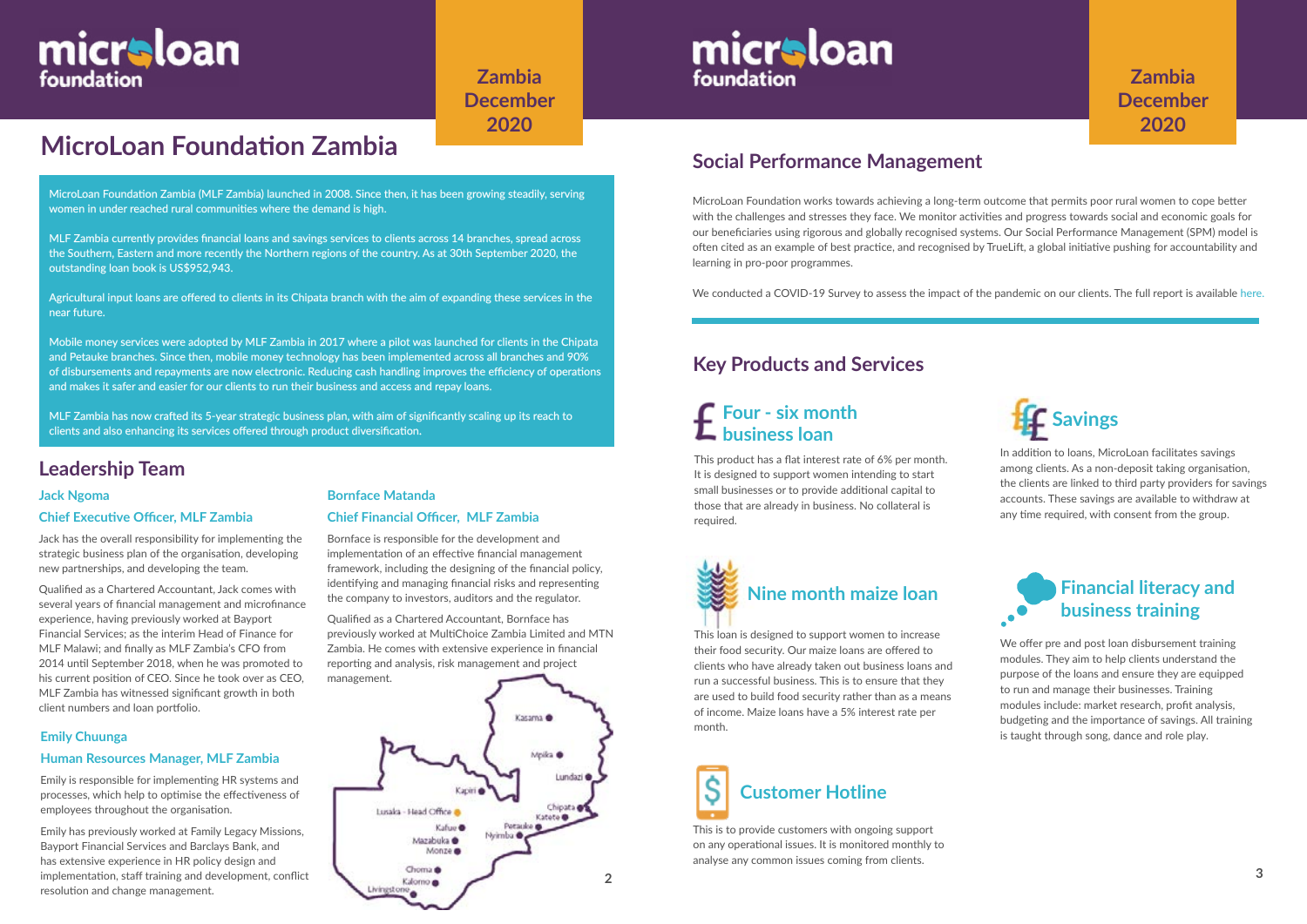# MicroLoan Foundation Zambia

Zambia December 2020

MicroLoan Foundation Zambia (MLF Zambia) launched in 2008. Since then, it has been growing steadily, serving women in under reached rural communities where the demand is high.

MLF Zambia currently provides financial loans and savings services to clients across 14 branches, spread across the Southern, Eastern and more recently the Northern regions of the country. As at 30th September 2020, the outstanding loan book is US$952,943.

Agricultural input loans are offered to clients in its Chipata branch with the aim of expanding these services in the near future.

Mobile money services were adopted by MLF Zambia in 2017 where a pilot was launched for clients in the Chipata and Petauke branches. Since then, mobile money technology has been implemented across all branches and 90% of disbursements and repayments are now electronic. Reducing cash handling improves the efficiency of operations and makes it safer and easier for our clients to run their business and access and repay loans.

MLF Zambia has now crafted its 5-year strategic business plan, with aim of significantly scaling up its reach to clients and also enhancing its services offered through product diversification.

## Leadership Team

### Jack Ngoma

### Chief Executive Officer, MLF Zambia

Jack has the overall responsibility for implementing the strategic business plan of the organisation, developing new partnerships, and developing the team.

Qualified as a Chartered Accountant, Jack comes with several years of financial management and microfinance experience, having previously worked at Bayport Financial Services; as the interim Head of Finance for MLF Malawi; and finally as MLF Zambia's CFO from 2014 until September 2018, when he was promoted to his current position of CEO. Since he took over as CEO, MLF Zambia has witnessed significant growth in both client numbers and loan portfolio.

### Emily Chuunga

### Human Resources Manager, MLF Zambia

Emily is responsible for implementing HR systems and processes, which help to optimise the effectiveness of employees throughout the organisation.

Emily has previously worked at Family Legacy Missions, Bayport Financial Services and Barclays Bank, and has extensive experience in HR policy design and implementation, staff training and development, conflict resolution and change management.

### Bornface Matanda

### Chief Financial Officer, MLF Zambia

Bornface is responsible for the development and implementation of an effective financial management framework, including the designing of the financial policy, identifying and managing financial risks and representing the company to investors, auditors and the regulator.

Qualified as a Chartered Accountant, Bornface has previously worked at MultiChoice Zambia Limited and MTN Zambia. He comes with extensive experience in financial reporting and analysis, risk management and project management.

Kasama, Mpika, Lundazi, Kapiri, Chipata, Katete, Lusaka - Head Office, Kafue, Petauke, Nyimba, Mazabuka, Monze, Choma, Kalomo, Livingstone

Zambia December 2020

## Social Performance Management

MicroLoan Foundation works towards achieving a long-term outcome that permits poor rural women to cope better with the challenges and stresses they face. We monitor activities and progress towards social and economic goals for our beneficiaries using rigorous and globally recognised systems. Our Social Performance Management (SPM) model is often cited as an example of best practice, and recognised by TrueLift, a global initiative pushing for accountability and learning in pro-poor programmes.

We conducted a COVID-19 Survey to assess the impact of the pandemic on our clients. The full report is available here.

## Key Products and Services

### Four - six month business loan

This product has a flat interest rate of 6% per month. It is designed to support women intending to start small businesses or to provide additional capital to those that are already in business. No collateral is required.

### Savings

In addition to loans, MicroLoan facilitates savings among clients. As a non-deposit taking organisation, the clients are linked to third party providers for savings accounts. These savings are available to withdraw at any time required, with consent from the group.

### Nine month maize loan

This loan is designed to support women to increase their food security. Our maize loans are offered to clients who have already taken out business loans and run a successful business. This is to ensure that they are used to build food security rather than as a means of income. Maize loans have a 5% interest rate per month.

### Financial literacy and business training

We offer pre and post loan disbursement training modules. They aim to help clients understand the purpose of the loans and ensure they are equipped to run and manage their businesses. Training modules include: market research, profit analysis, budgeting and the importance of savings. All training is taught through song, dance and role play.

### Customer Hotline

This is to provide customers with ongoing support on any operational issues. It is monitored monthly to analyse any common issues coming from clients.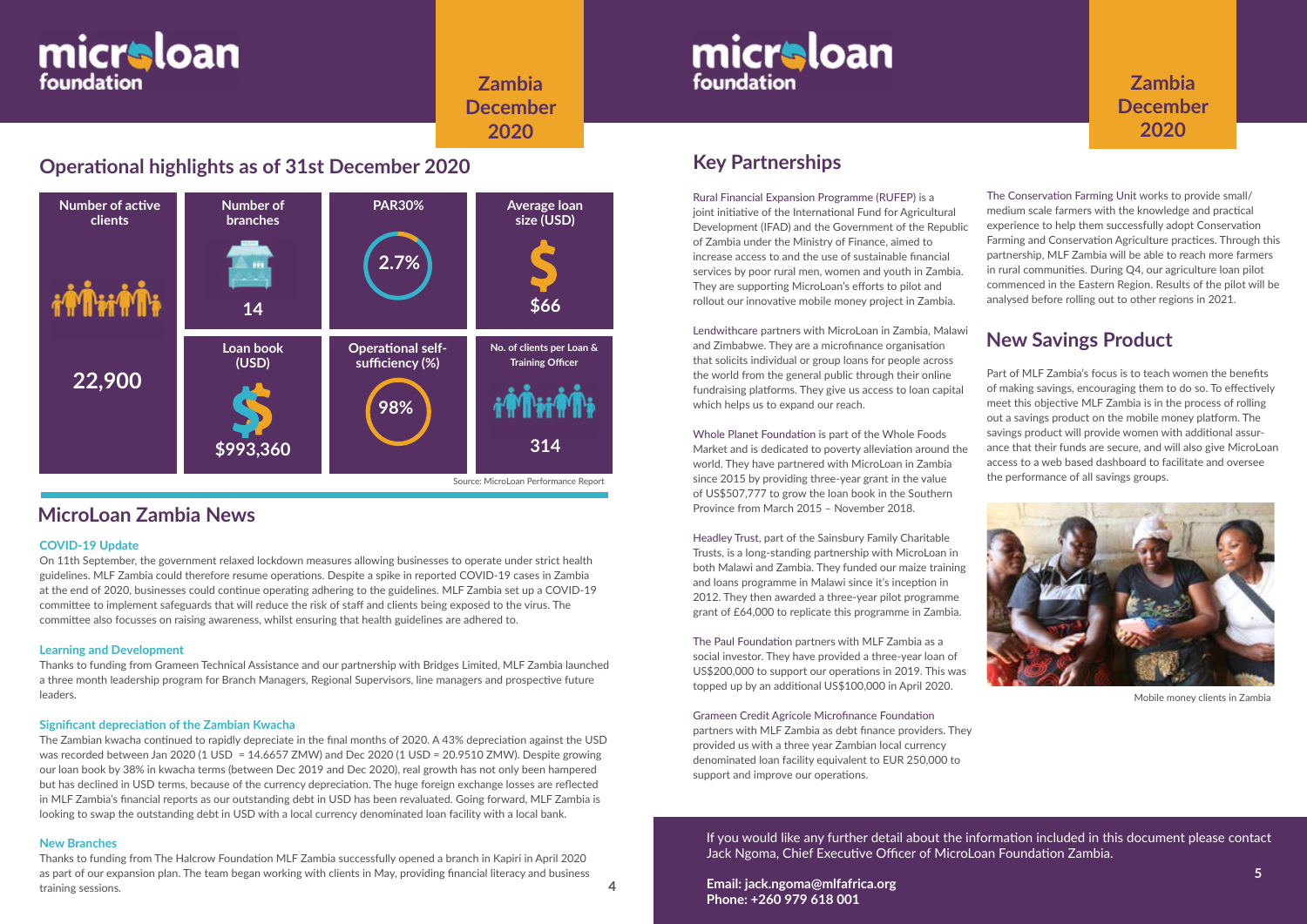# microloan foundation

**Zambia December 2020**

## Operational highlights as of 31st December 2020

| Number of active clients | Number of branches | PAR30% | Average loan size (USD) |
|---|---|---|---|
| 22,900 | 14 | 2.7% | $66 |
| | **Loan book (USD)** | **Operational self-sufficiency (%)** | **No. of clients per Loan & Training Officer** |
| | $993,360 | 98% | 314 |

Source: MicroLoan Performance Report

## MicroLoan Zambia News

### COVID-19 Update

On 11th September, the government relaxed lockdown measures allowing businesses to operate under strict health guidelines. MLF Zambia could therefore resume operations. Despite a spike in reported COVID-19 cases in Zambia at the end of 2020, businesses could continue operating adhering to the guidelines. MLF Zambia set up a COVID-19 committee to implement safeguards that will reduce the risk of staff and clients being exposed to the virus. The committee also focusses on raising awareness, whilst ensuring that health guidelines are adhered to.

### Learning and Development

Thanks to funding from Grameen Technical Assistance and our partnership with Bridges Limited, MLF Zambia launched a three month leadership program for Branch Managers, Regional Supervisors, line managers and prospective future leaders.

### Significant depreciation of the Zambian Kwacha

The Zambian kwacha continued to rapidly depreciate in the final months of 2020. A 43% depreciation against the USD was recorded between Jan 2020 (1 USD = 14.6657 ZMW) and Dec 2020 (1 USD = 20.9510 ZMW). Despite growing our loan book by 38% in kwacha terms (between Dec 2019 and Dec 2020), real growth has not only been hampered but has declined in USD terms, because of the currency depreciation. The huge foreign exchange losses are reflected in MLF Zambia's financial reports as our outstanding debt in USD has been revaluated. Going forward, MLF Zambia is looking to swap the outstanding debt in USD with a local currency denominated loan facility with a local bank.

### New Branches

Thanks to funding from The Halcrow Foundation MLF Zambia successfully opened a branch in Kapiri in April 2020 as part of our expansion plan. The team began working with clients in May, providing financial literacy and business training sessions.

## Key Partnerships

Rural Financial Expansion Programme (RUFEP) is a joint initiative of the International Fund for Agricultural Development (IFAD) and the Government of the Republic of Zambia under the Ministry of Finance, aimed to increase access to and the use of sustainable financial services by poor rural men, women and youth in Zambia. They are supporting MicroLoan's efforts to pilot and rollout our innovative mobile money project in Zambia.

Lendwithcare partners with MicroLoan in Zambia, Malawi and Zimbabwe. They are a microfinance organisation that solicits individual or group loans for people across the world from the general public through their online fundraising platforms. They give us access to loan capital which helps us to expand our reach.

Whole Planet Foundation is part of the Whole Foods Market and is dedicated to poverty alleviation around the world. They have partnered with MicroLoan in Zambia since 2015 by providing three-year grant in the value of US$507,777 to grow the loan book in the Southern Province from March 2015 – November 2018.

Headley Trust, part of the Sainsbury Family Charitable Trusts, is a long-standing partnership with MicroLoan in both Malawi and Zambia. They funded our maize training and loans programme in Malawi since it's inception in 2012. They then awarded a three-year pilot programme grant of £64,000 to replicate this programme in Zambia.

The Paul Foundation partners with MLF Zambia as a social investor. They have provided a three-year loan of US$200,000 to support our operations in 2019. This was topped up by an additional US$100,000 in April 2020.

Grameen Credit Agricole Microfinance Foundation partners with MLF Zambia as debt finance providers. They provided us with a three year Zambian local currency denominated loan facility equivalent to EUR 250,000 to support and improve our operations.

The Conservation Farming Unit works to provide small/ medium scale farmers with the knowledge and practical experience to help them successfully adopt Conservation Farming and Conservation Agriculture practices. Through this partnership, MLF Zambia will be able to reach more farmers in rural communities. During Q4, our agriculture loan pilot commenced in the Eastern Region. Results of the pilot will be analysed before rolling out to other regions in 2021.

## New Savings Product

Part of MLF Zambia's focus is to teach women the benefits of making savings, encouraging them to do so. To effectively meet this objective MLF Zambia is in the process of rolling out a savings product on the mobile money platform. The savings product will provide women with additional assurance that their funds are secure, and will also give MicroLoan access to a web based dashboard to facilitate and oversee the performance of all savings groups.

Mobile money clients in Zambia

If you would like any further detail about the information included in this document please contact Jack Ngoma, Chief Executive Officer of MicroLoan Foundation Zambia.

**Email: jack.ngoma@mlfafrica.org**
**Phone: +260 979 618 001**